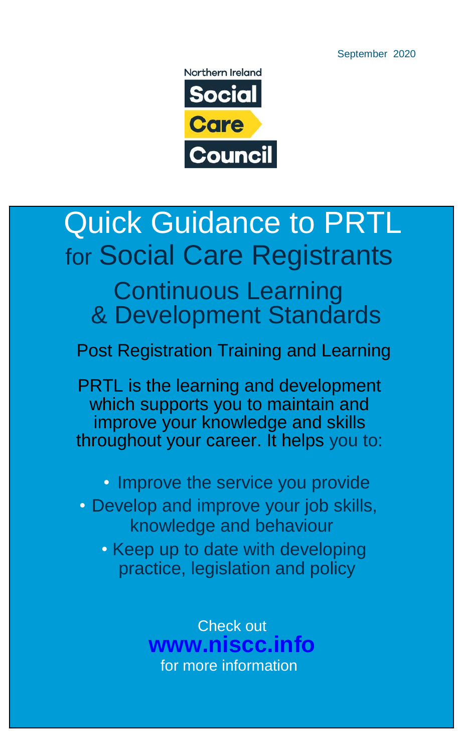September 2020

Northern Ireland Social Care Council

# Quick Guidance to PRTL for Social Care Registrants

## Continuous Learning & Development Standards

Post Registration Training and Learning

PRTL is the learning and development which supports you to maintain and improve your knowledge and skills throughout your career. It helps you to:

- Improve the service you provide
- Develop and improve your job skills, knowledge and behaviour
- Keep up to date with developing practice, legislation and policy

Check out **www.niscc.info** for more information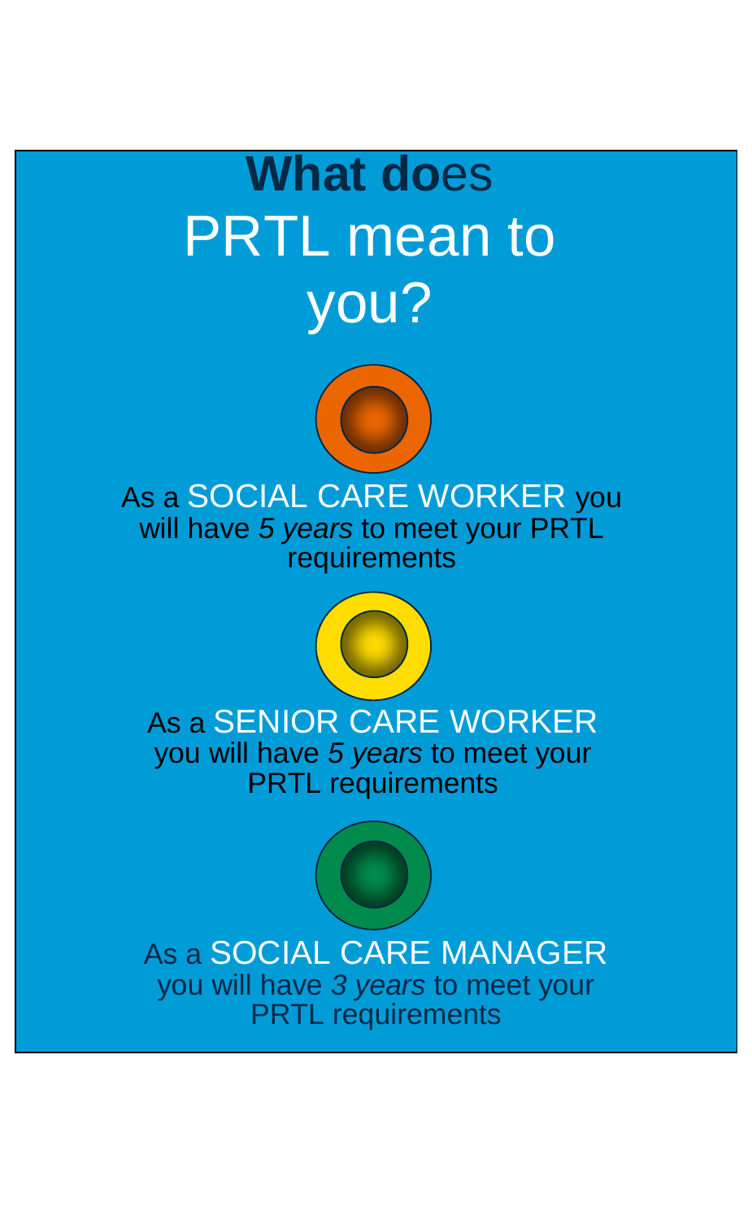# What does PRTL mean to you?

As a SOCIAL CARE WORKER you will have *5 years* to meet your PRTL requirements

As a SENIOR CARE WORKER you will have *5 years* to meet your PRTL requirements

As a SOCIAL CARE MANAGER you will have *3 years* to meet your PRTL requirements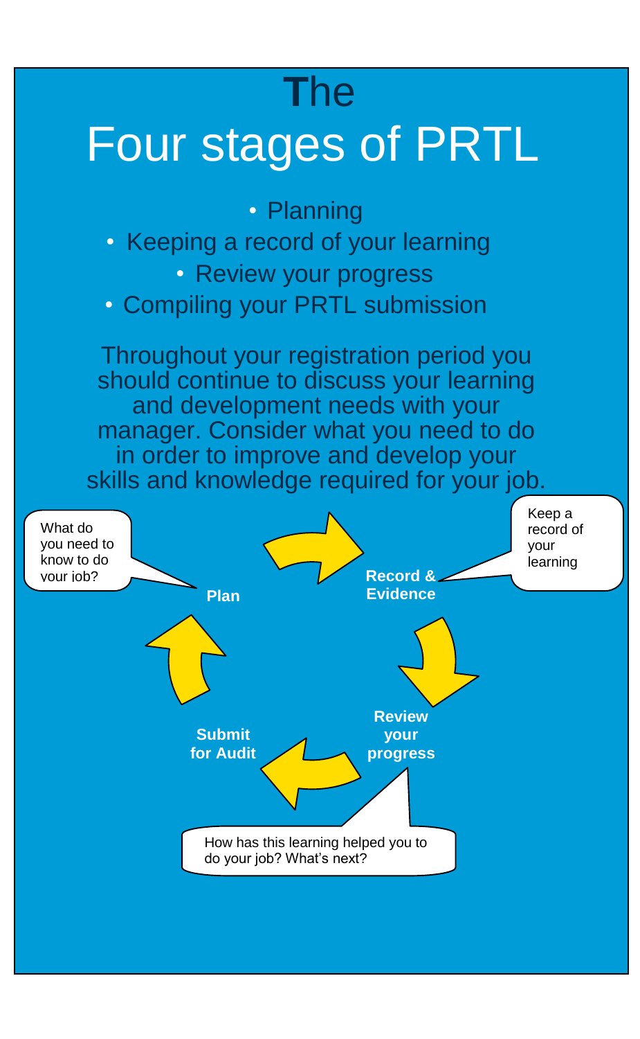# The Four stages of PRTL

- Planning
- Keeping a record of your learning
- Review your progress
- Compiling your PRTL submission

Throughout your registration period you should continue to discuss your learning and development needs with your manager. Consider what you need to do in order to improve and develop your skills and knowledge required for your job.

What do you need to know to do your job?

**Plan**

Keep a record of your learning

**Record & Evidence**

**Review your progress**

How has this learning helped you to do your job? What's next?

**Submit for Audit**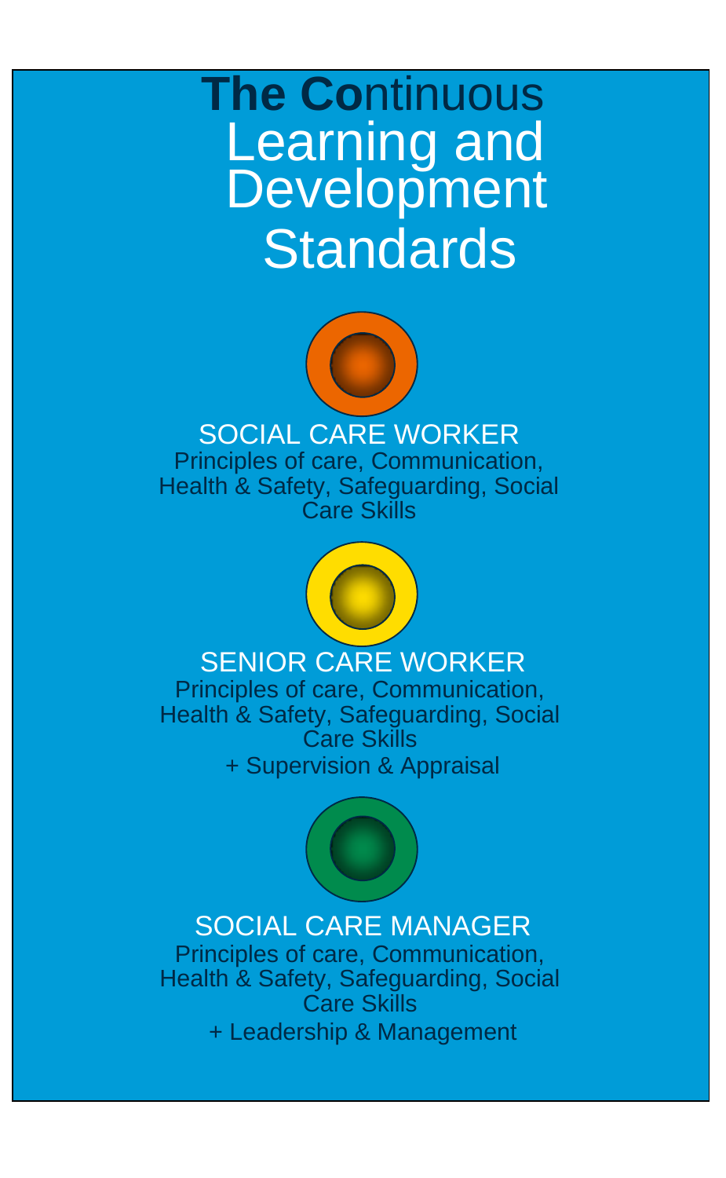# **The Co**ntinuous Learning and Development Standards

## SOCIAL CARE WORKER

Principles of care, Communication, Health & Safety, Safeguarding, Social Care Skills

## SENIOR CARE WORKER

Principles of care, Communication, Health & Safety, Safeguarding, Social Care Skills

+ Supervision & Appraisal

## SOCIAL CARE MANAGER

Principles of care, Communication, Health & Safety, Safeguarding, Social Care Skills

+ Leadership & Management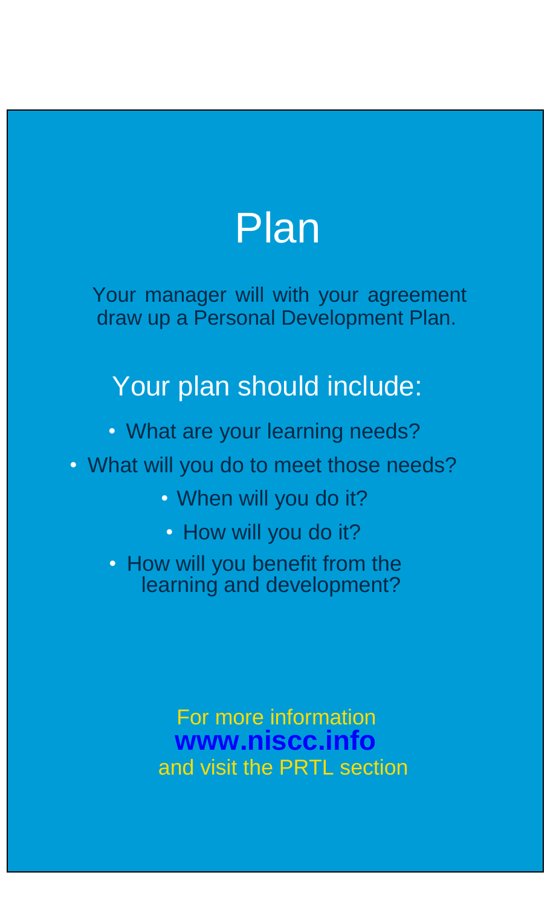# Plan

Your manager will with your agreement draw up a Personal Development Plan.

## Your plan should include:

- What are your learning needs?
- What will you do to meet those needs?
- When will you do it?
- How will you do it?
- How will you benefit from the learning and development?

For more information
**www.niscc.info**
and visit the PRTL section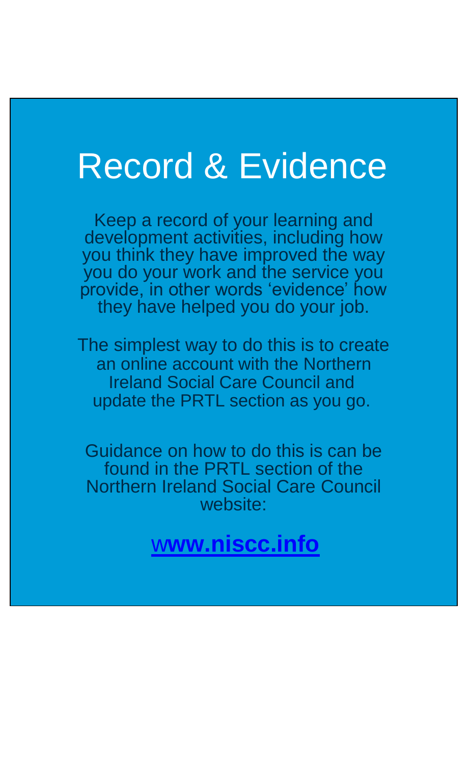# Record & Evidence

Keep a record of your learning and development activities, including how you think they have improved the way you do your work and the service you provide, in other words 'evidence' how they have helped you do your job.

The simplest way to do this is to create an online account with the Northern Ireland Social Care Council and update the PRTL section as you go.

Guidance on how to do this is can be found in the PRTL section of the Northern Ireland Social Care Council website:

**[www.niscc.info](http://www.niscc.info)**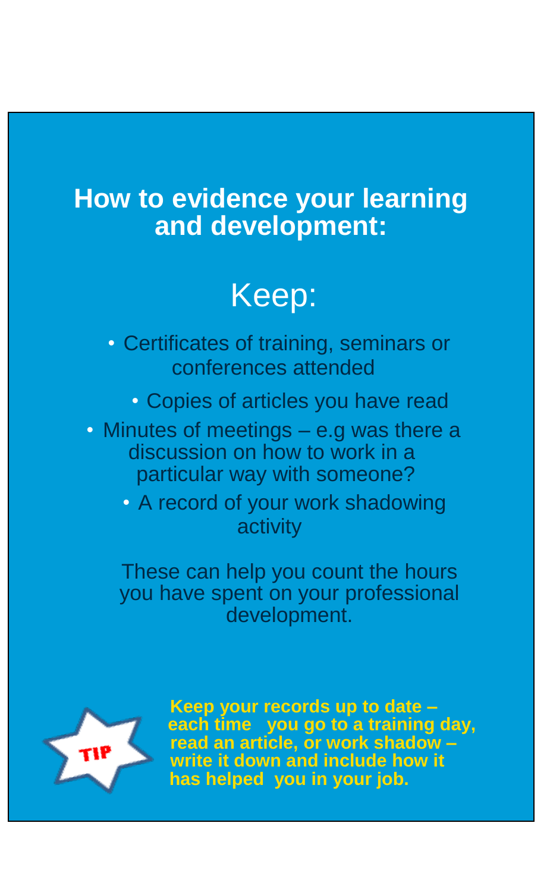## How to evidence your learning and development:

### Keep:

- Certificates of training, seminars or conferences attended
- Copies of articles you have read
- Minutes of meetings – e.g was there a discussion on how to work in a particular way with someone?
- A record of your work shadowing activity

These can help you count the hours you have spent on your professional development.

TIP

**Keep your records up to date – each time you go to a training day, read an article, or work shadow – write it down and include how it has helped you in your job.**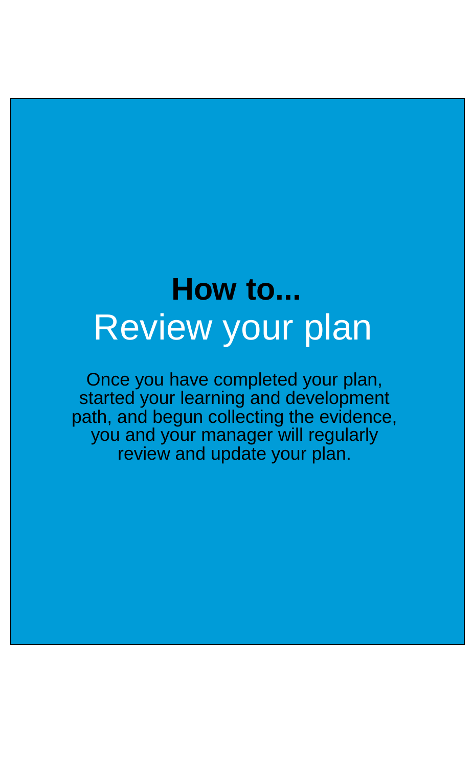# How to...

## Review your plan

Once you have completed your plan, started your learning and development path, and begun collecting the evidence, you and your manager will regularly review and update your plan.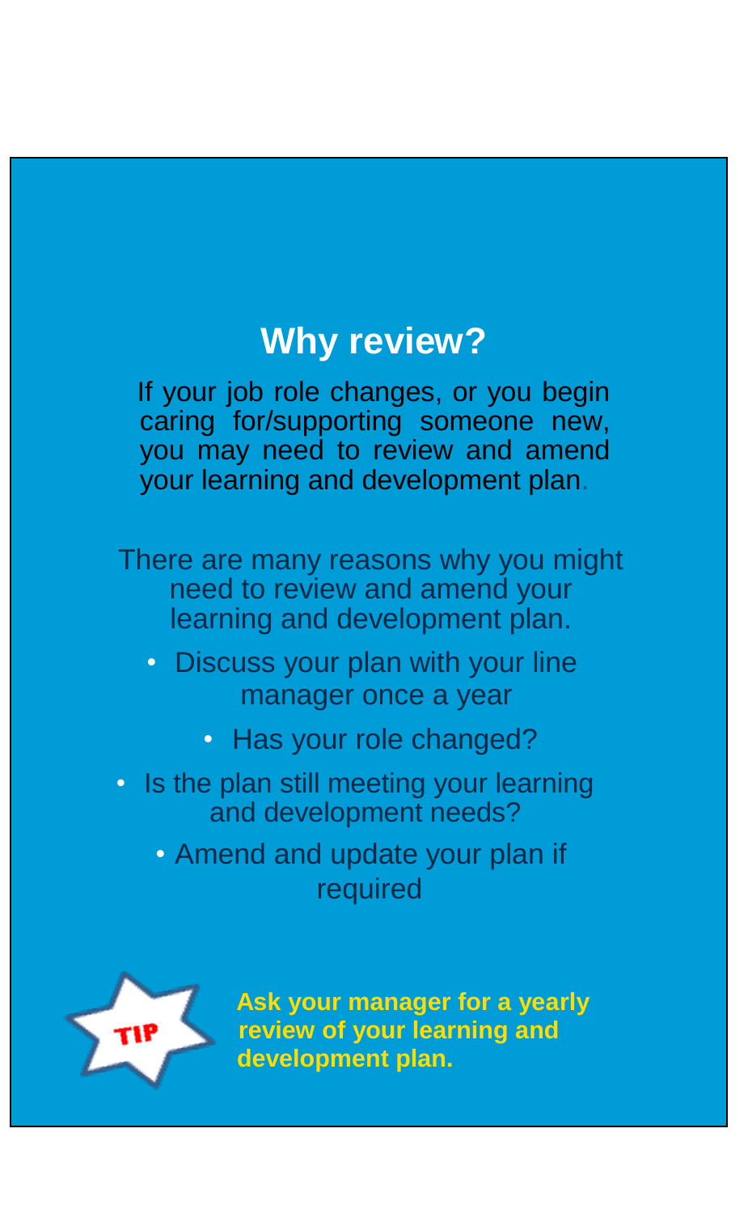## Why review?

If your job role changes, or you begin caring for/supporting someone new, you may need to review and amend your learning and development plan.

There are many reasons why you might need to review and amend your learning and development plan.

- Discuss your plan with your line manager once a year
- Has your role changed?
- Is the plan still meeting your learning and development needs?
- Amend and update your plan if required

TIP

**Ask your manager for a yearly review of your learning and development plan.**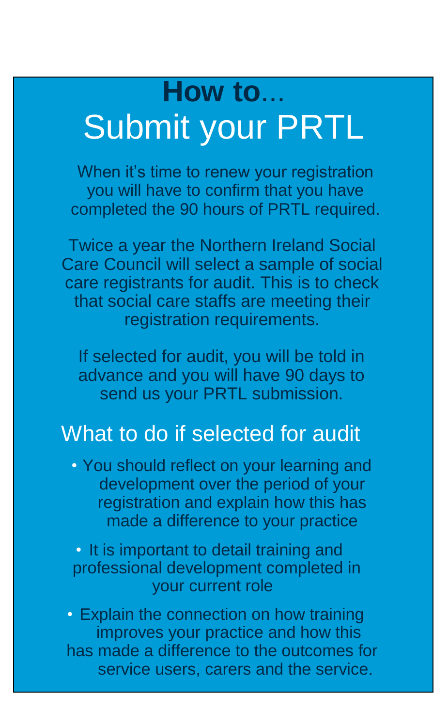# **How to**…
# Submit your PRTL

When it's time to renew your registration you will have to confirm that you have completed the 90 hours of PRTL required.

Twice a year the Northern Ireland Social Care Council will select a sample of social care registrants for audit. This is to check that social care staffs are meeting their registration requirements.

If selected for audit, you will be told in advance and you will have 90 days to send us your PRTL submission.

## What to do if selected for audit

- You should reflect on your learning and development over the period of your registration and explain how this has made a difference to your practice
- It is important to detail training and professional development completed in your current role
- Explain the connection on how training improves your practice and how this has made a difference to the outcomes for service users, carers and the service.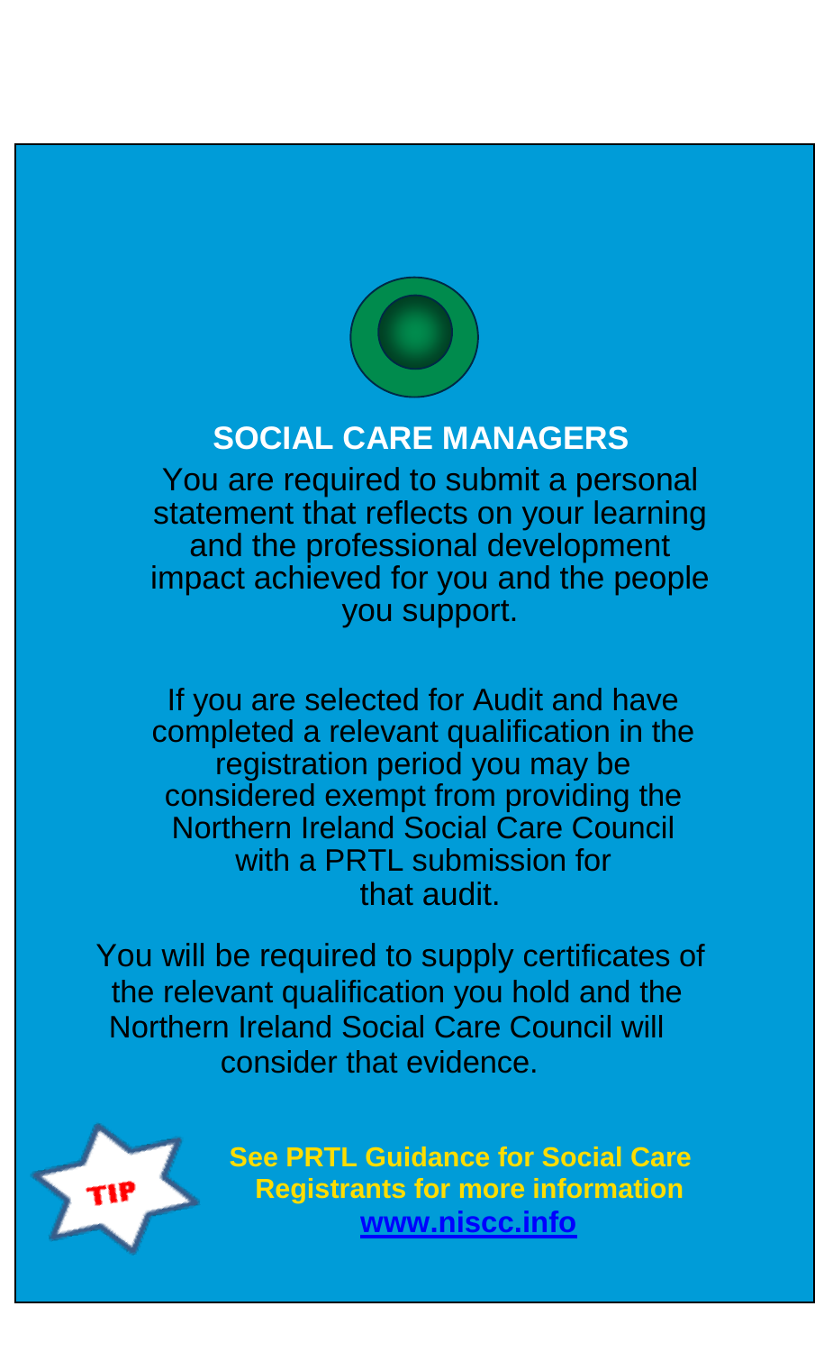## SOCIAL CARE MANAGERS

You are required to submit a personal statement that reflects on your learning and the professional development impact achieved for you and the people you support.

If you are selected for Audit and have completed a relevant qualification in the registration period you may be considered exempt from providing the Northern Ireland Social Care Council with a PRTL submission for that audit.

You will be required to supply certificates of the relevant qualification you hold and the Northern Ireland Social Care Council will consider that evidence.

TIP

**See PRTL Guidance for Social Care Registrants for more information**
**www.niscc.info**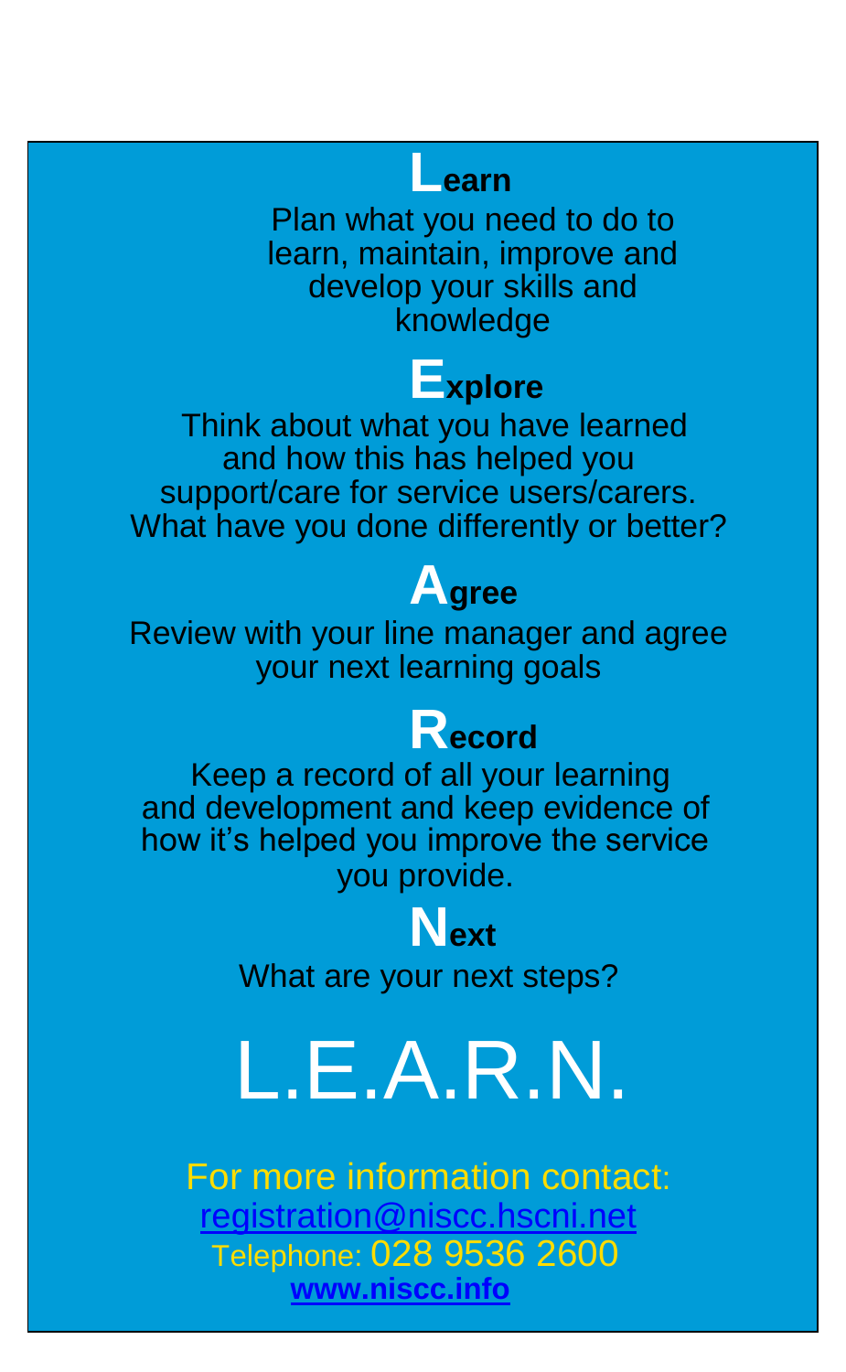## Learn

Plan what you need to do to learn, maintain, improve and develop your skills and knowledge

## Explore

Think about what you have learned and how this has helped you support/care for service users/carers. What have you done differently or better?

## Agree

Review with your line manager and agree your next learning goals

## Record

Keep a record of all your learning and development and keep evidence of how it's helped you improve the service you provide.

## Next

What are your next steps?

# L.E.A.R.N.

For more information contact:
registration@niscc.hscni.net
Telephone: 028 9536 2600
**www.niscc.info**